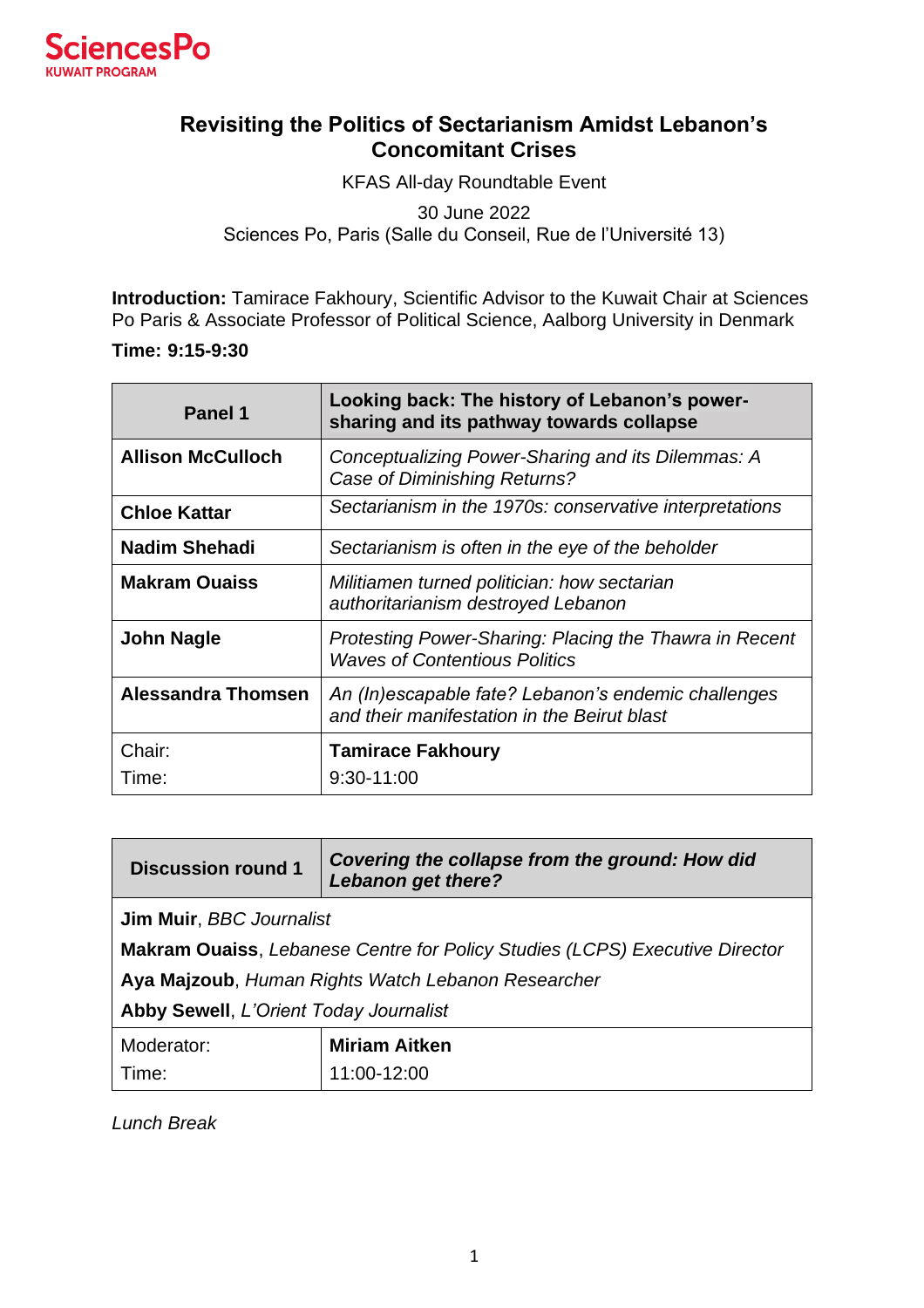SciencesPo
KUWAIT PROGRAM

# Revisiting the Politics of Sectarianism Amidst Lebanon's Concomitant Crises

KFAS All-day Roundtable Event

30 June 2022
Sciences Po, Paris (Salle du Conseil, Rue de l'Université 13)

**Introduction:** Tamirace Fakhoury, Scientific Advisor to the Kuwait Chair at Sciences Po Paris & Associate Professor of Political Science, Aalborg University in Denmark

**Time: 9:15-9:30**

| **Panel 1** | **Looking back: The history of Lebanon's power-sharing and its pathway towards collapse** |
|---|---|
| **Allison McCulloch** | *Conceptualizing Power-Sharing and its Dilemmas: A Case of Diminishing Returns?* |
| **Chloe Kattar** | *Sectarianism in the 1970s: conservative interpretations* |
| **Nadim Shehadi** | *Sectarianism is often in the eye of the beholder* |
| **Makram Ouaiss** | *Militiamen turned politician: how sectarian authoritarianism destroyed Lebanon* |
| **John Nagle** | *Protesting Power-Sharing: Placing the Thawra in Recent Waves of Contentious Politics* |
| **Alessandra Thomsen** | *An (In)escapable fate? Lebanon's endemic challenges and their manifestation in the Beirut blast* |
| Chair: | **Tamirace Fakhoury** |
| Time: | 9:30-11:00 |

| **Discussion round 1** | ***Covering the collapse from the ground: How did Lebanon get there?*** |
|---|---|
| **Jim Muir**, *BBC Journalist* | |
| **Makram Ouaiss**, *Lebanese Centre for Policy Studies (LCPS) Executive Director* | |
| **Aya Majzoub**, *Human Rights Watch Lebanon Researcher* | |
| **Abby Sewell**, *L'Orient Today Journalist* | |
| Moderator: | **Miriam Aitken** |
| Time: | 11:00-12:00 |

*Lunch Break*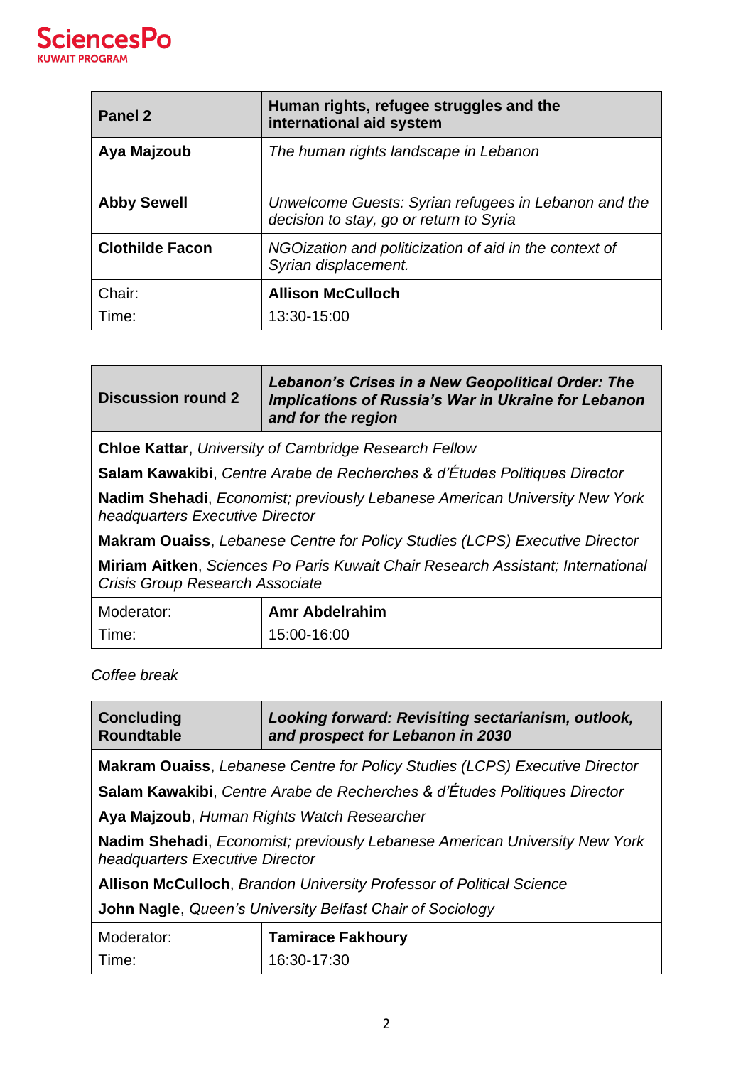| **Panel 2** | **Human rights, refugee struggles and the international aid system** |
|---|---|
| **Aya Majzoub** | *The human rights landscape in Lebanon* |
| **Abby Sewell** | *Unwelcome Guests: Syrian refugees in Lebanon and the decision to stay, go or return to Syria* |
| **Clothilde Facon** | *NGOization and politicization of aid in the context of Syrian displacement.* |
| Chair: | **Allison McCulloch** |
| Time: | 13:30-15:00 |

| **Discussion round 2** | ***Lebanon's Crises in a New Geopolitical Order: The Implications of Russia's War in Ukraine for Lebanon and for the region*** |
|---|---|
| **Chloe Kattar**, *University of Cambridge Research Fellow* | |
| **Salam Kawakibi**, *Centre Arabe de Recherches & d'Études Politiques Director* | |
| **Nadim Shehadi**, *Economist; previously Lebanese American University New York headquarters Executive Director* | |
| **Makram Ouaiss**, *Lebanese Centre for Policy Studies (LCPS) Executive Director* | |
| **Miriam Aitken**, *Sciences Po Paris Kuwait Chair Research Assistant; International Crisis Group Research Associate* | |
| Moderator: | **Amr Abdelrahim** |
| Time: | 15:00-16:00 |

*Coffee break*

| **Concluding Roundtable** | ***Looking forward: Revisiting sectarianism, outlook, and prospect for Lebanon in 2030*** |
|---|---|
| **Makram Ouaiss**, *Lebanese Centre for Policy Studies (LCPS) Executive Director* | |
| **Salam Kawakibi**, *Centre Arabe de Recherches & d'Études Politiques Director* | |
| **Aya Majzoub**, *Human Rights Watch Researcher* | |
| **Nadim Shehadi**, *Economist; previously Lebanese American University New York headquarters Executive Director* | |
| **Allison McCulloch**, *Brandon University Professor of Political Science* | |
| **John Nagle**, *Queen's University Belfast Chair of Sociology* | |
| Moderator: | **Tamirace Fakhoury** |
| Time: | 16:30-17:30 |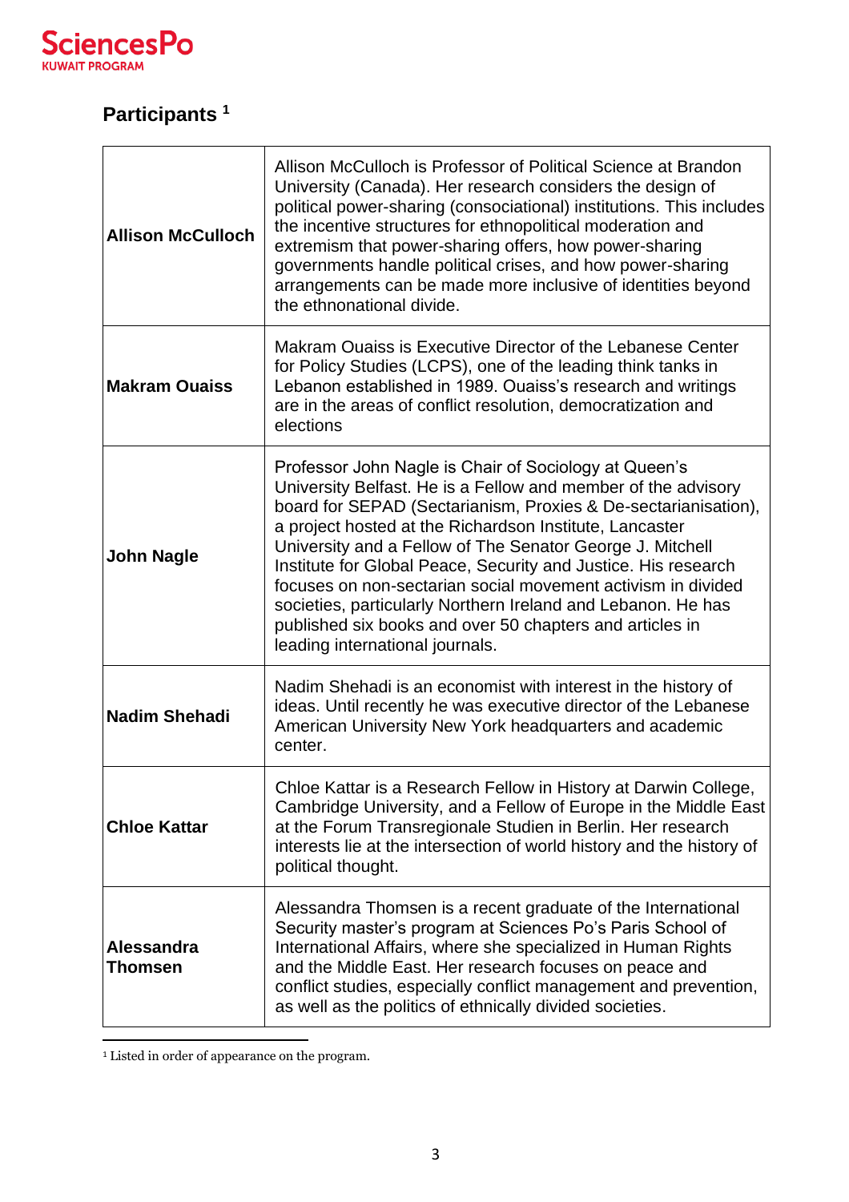## Participants [1]

| | |
|---|---|
| **Allison McCulloch** | Allison McCulloch is Professor of Political Science at Brandon University (Canada). Her research considers the design of political power-sharing (consociational) institutions. This includes the incentive structures for ethnopolitical moderation and extremism that power-sharing offers, how power-sharing governments handle political crises, and how power-sharing arrangements can be made more inclusive of identities beyond the ethnonational divide. |
| **Makram Ouaiss** | Makram Ouaiss is Executive Director of the Lebanese Center for Policy Studies (LCPS), one of the leading think tanks in Lebanon established in 1989. Ouaiss's research and writings are in the areas of conflict resolution, democratization and elections |
| **John Nagle** | Professor John Nagle is Chair of Sociology at Queen's University Belfast. He is a Fellow and member of the advisory board for SEPAD (Sectarianism, Proxies & De-sectarianisation), a project hosted at the Richardson Institute, Lancaster University and a Fellow of The Senator George J. Mitchell Institute for Global Peace, Security and Justice. His research focuses on non-sectarian social movement activism in divided societies, particularly Northern Ireland and Lebanon. He has published six books and over 50 chapters and articles in leading international journals. |
| **Nadim Shehadi** | Nadim Shehadi is an economist with interest in the history of ideas. Until recently he was executive director of the Lebanese American University New York headquarters and academic center. |
| **Chloe Kattar** | Chloe Kattar is a Research Fellow in History at Darwin College, Cambridge University, and a Fellow of Europe in the Middle East at the Forum Transregionale Studien in Berlin. Her research interests lie at the intersection of world history and the history of political thought. |
| **Alessandra Thomsen** | Alessandra Thomsen is a recent graduate of the International Security master's program at Sciences Po's Paris School of International Affairs, where she specialized in Human Rights and the Middle East. Her research focuses on peace and conflict studies, especially conflict management and prevention, as well as the politics of ethnically divided societies. |

[1] Listed in order of appearance on the program.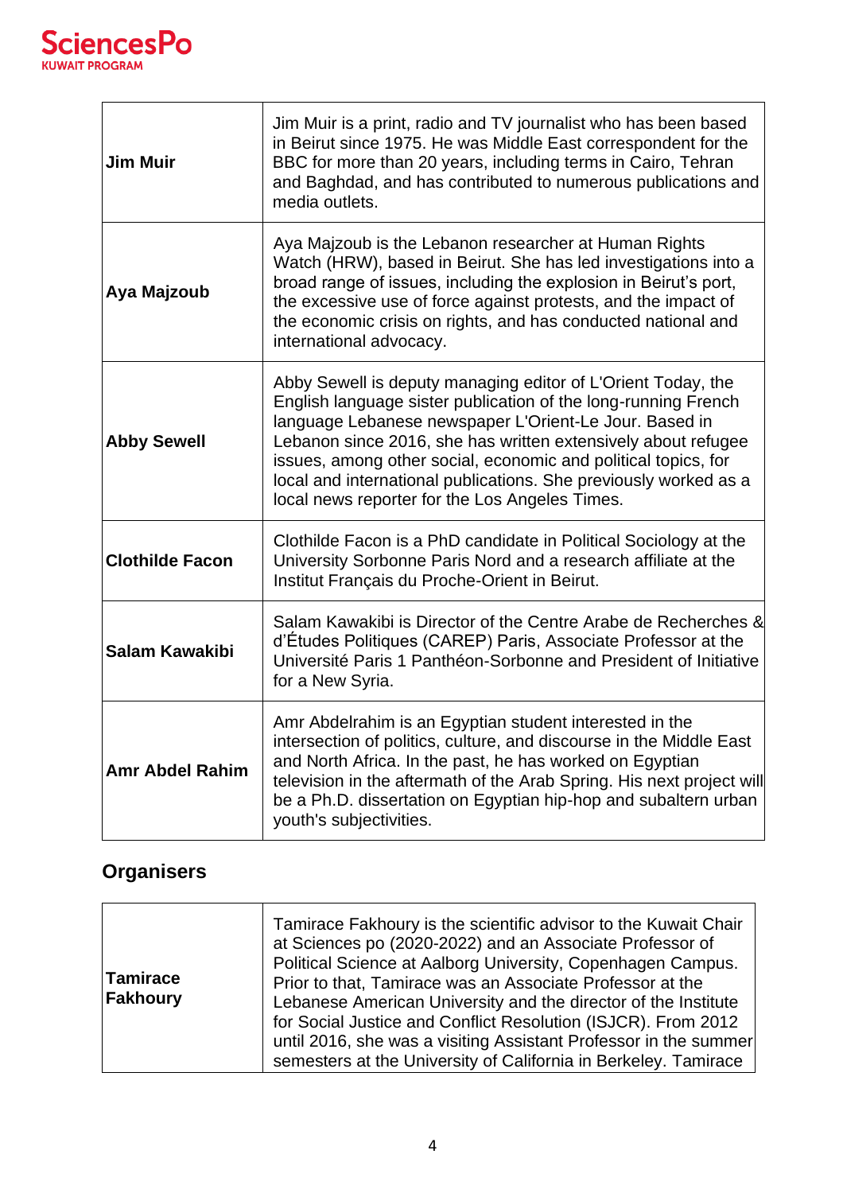| | |
|---|---|
| **Jim Muir** | Jim Muir is a print, radio and TV journalist who has been based in Beirut since 1975. He was Middle East correspondent for the BBC for more than 20 years, including terms in Cairo, Tehran and Baghdad, and has contributed to numerous publications and media outlets. |
| **Aya Majzoub** | Aya Majzoub is the Lebanon researcher at Human Rights Watch (HRW), based in Beirut. She has led investigations into a broad range of issues, including the explosion in Beirut's port, the excessive use of force against protests, and the impact of the economic crisis on rights, and has conducted national and international advocacy. |
| **Abby Sewell** | Abby Sewell is deputy managing editor of L'Orient Today, the English language sister publication of the long-running French language Lebanese newspaper L'Orient-Le Jour. Based in Lebanon since 2016, she has written extensively about refugee issues, among other social, economic and political topics, for local and international publications. She previously worked as a local news reporter for the Los Angeles Times. |
| **Clothilde Facon** | Clothilde Facon is a PhD candidate in Political Sociology at the University Sorbonne Paris Nord and a research affiliate at the Institut Français du Proche-Orient in Beirut. |
| **Salam Kawakibi** | Salam Kawakibi is Director of the Centre Arabe de Recherches & d'Études Politiques (CAREP) Paris, Associate Professor at the Université Paris 1 Panthéon-Sorbonne and President of Initiative for a New Syria. |
| **Amr Abdel Rahim** | Amr Abdelrahim is an Egyptian student interested in the intersection of politics, culture, and discourse in the Middle East and North Africa. In the past, he has worked on Egyptian television in the aftermath of the Arab Spring. His next project will be a Ph.D. dissertation on Egyptian hip-hop and subaltern urban youth's subjectivities. |

## Organisers

| | |
|---|---|
| **Tamirace Fakhoury** | Tamirace Fakhoury is the scientific advisor to the Kuwait Chair at Sciences po (2020-2022) and an Associate Professor of Political Science at Aalborg University, Copenhagen Campus. Prior to that, Tamirace was an Associate Professor at the Lebanese American University and the director of the Institute for Social Justice and Conflict Resolution (ISJCR). From 2012 until 2016, she was a visiting Assistant Professor in the summer semesters at the University of California in Berkeley. Tamirace |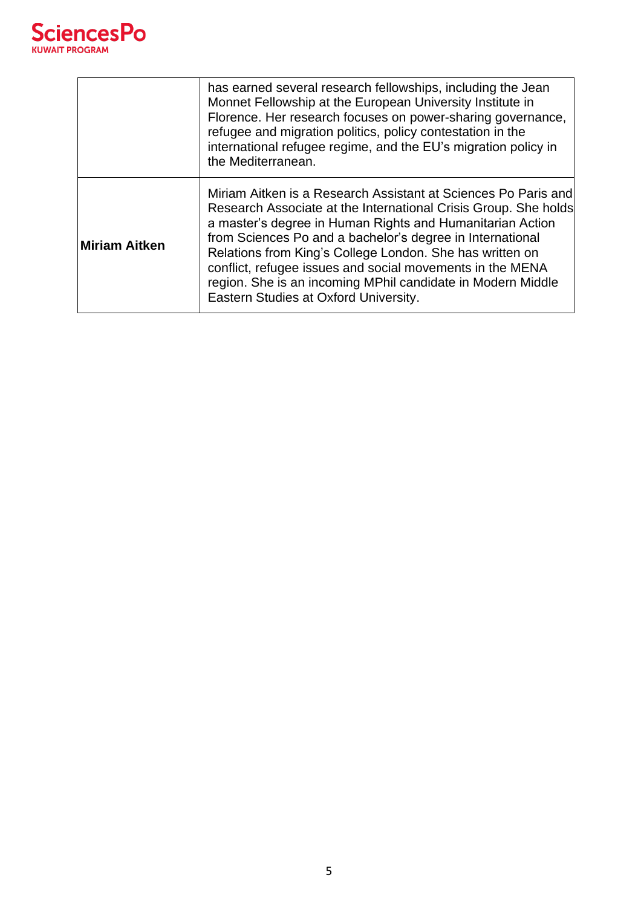| | |
|---|---|
| | has earned several research fellowships, including the Jean Monnet Fellowship at the European University Institute in Florence. Her research focuses on power-sharing governance, refugee and migration politics, policy contestation in the international refugee regime, and the EU's migration policy in the Mediterranean. |
| **Miriam Aitken** | Miriam Aitken is a Research Assistant at Sciences Po Paris and Research Associate at the International Crisis Group. She holds a master's degree in Human Rights and Humanitarian Action from Sciences Po and a bachelor's degree in International Relations from King's College London. She has written on conflict, refugee issues and social movements in the MENA region. She is an incoming MPhil candidate in Modern Middle Eastern Studies at Oxford University. |